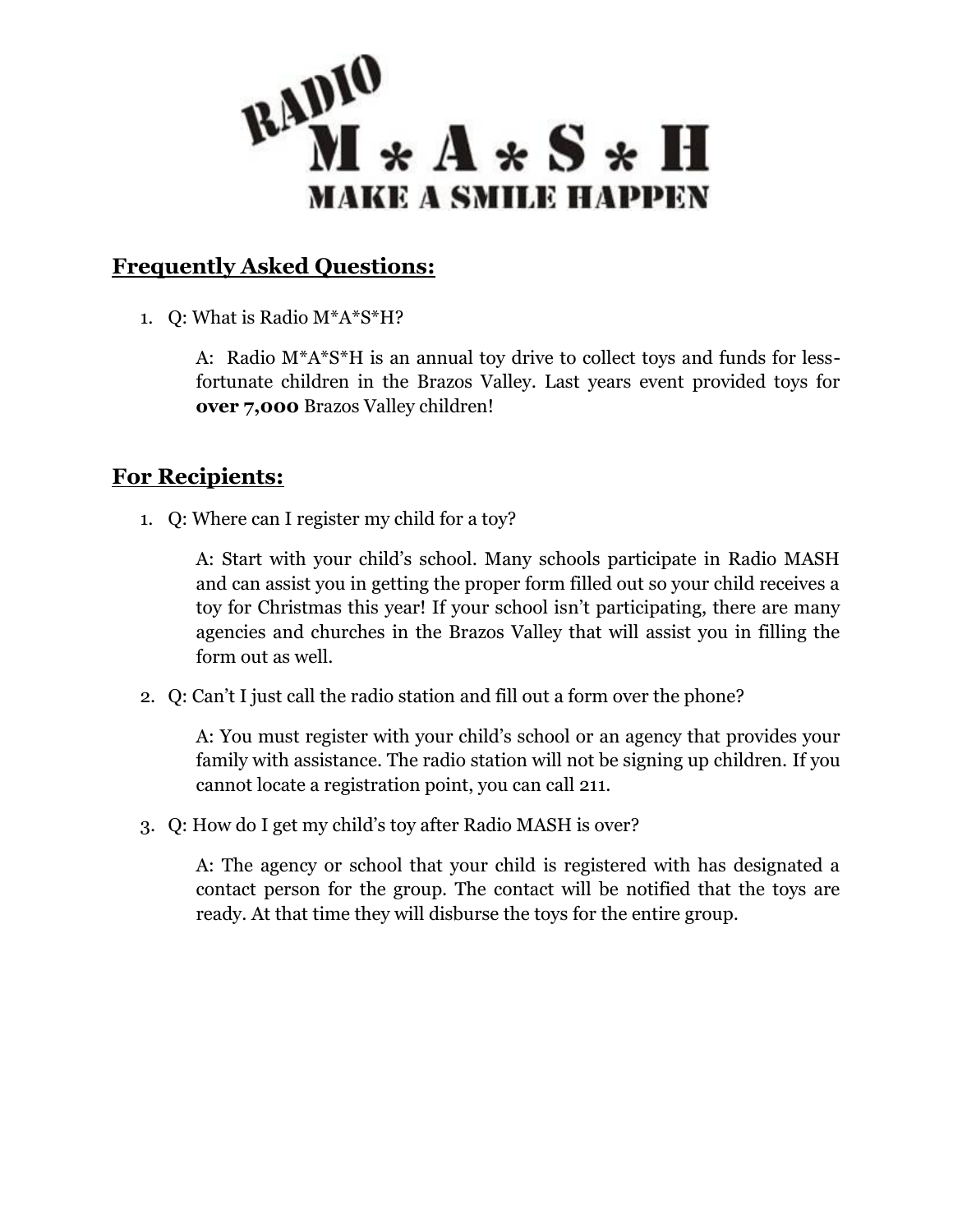# RADIO M * A * S * H

## MAKE A SMILE HAPPEN

## Frequently Asked Questions:

1. Q: What is Radio M*A*S*H?

   A: Radio M*A*S*H is an annual toy drive to collect toys and funds for less-fortunate children in the Brazos Valley. Last years event provided toys for **over 7,000** Brazos Valley children!

## For Recipients:

1. Q: Where can I register my child for a toy?

   A: Start with your child's school. Many schools participate in Radio MASH and can assist you in getting the proper form filled out so your child receives a toy for Christmas this year! If your school isn't participating, there are many agencies and churches in the Brazos Valley that will assist you in filling the form out as well.

2. Q: Can't I just call the radio station and fill out a form over the phone?

   A: You must register with your child's school or an agency that provides your family with assistance. The radio station will not be signing up children. If you cannot locate a registration point, you can call 211.

3. Q: How do I get my child's toy after Radio MASH is over?

   A: The agency or school that your child is registered with has designated a contact person for the group. The contact will be notified that the toys are ready. At that time they will disburse the toys for the entire group.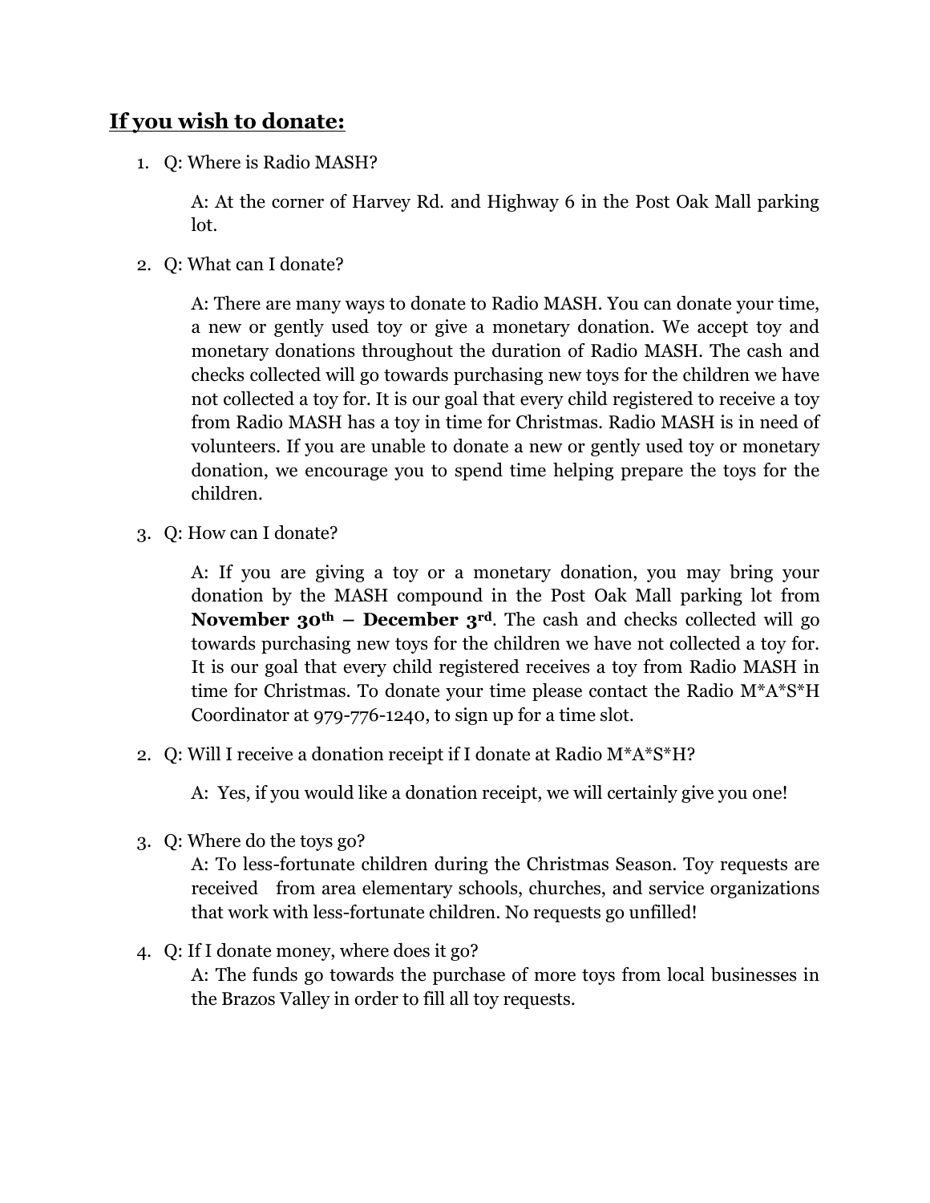## **If you wish to donate:**

1. Q: Where is Radio MASH?

   A: At the corner of Harvey Rd. and Highway 6 in the Post Oak Mall parking lot.

2. Q: What can I donate?

   A: There are many ways to donate to Radio MASH. You can donate your time, a new or gently used toy or give a monetary donation. We accept toy and monetary donations throughout the duration of Radio MASH. The cash and checks collected will go towards purchasing new toys for the children we have not collected a toy for. It is our goal that every child registered to receive a toy from Radio MASH has a toy in time for Christmas. Radio MASH is in need of volunteers. If you are unable to donate a new or gently used toy or monetary donation, we encourage you to spend time helping prepare the toys for the children.

3. Q: How can I donate?

   A: If you are giving a toy or a monetary donation, you may bring your donation by the MASH compound in the Post Oak Mall parking lot from **November 30th – December 3rd**. The cash and checks collected will go towards purchasing new toys for the children we have not collected a toy for. It is our goal that every child registered receives a toy from Radio MASH in time for Christmas. To donate your time please contact the Radio M*A*S*H Coordinator at 979-776-1240, to sign up for a time slot.

2. Q: Will I receive a donation receipt if I donate at Radio M*A*S*H?

   A: Yes, if you would like a donation receipt, we will certainly give you one!

3. Q: Where do the toys go?
   A: To less-fortunate children during the Christmas Season. Toy requests are received from area elementary schools, churches, and service organizations that work with less-fortunate children. No requests go unfilled!

4. Q: If I donate money, where does it go?
   A: The funds go towards the purchase of more toys from local businesses in the Brazos Valley in order to fill all toy requests.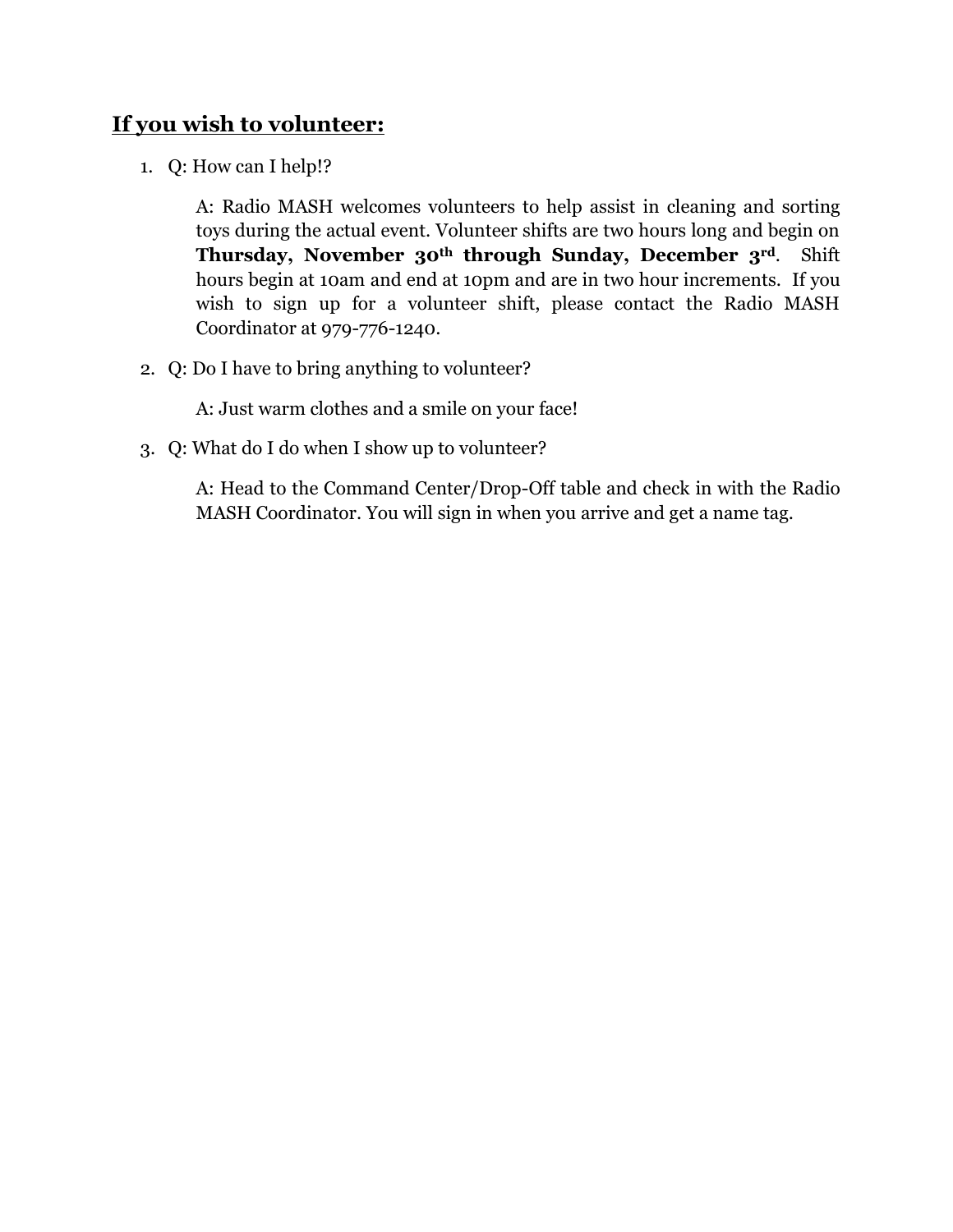## If you wish to volunteer:

1. Q: How can I help!?

   A: Radio MASH welcomes volunteers to help assist in cleaning and sorting toys during the actual event. Volunteer shifts are two hours long and begin on **Thursday, November 30th through Sunday, December 3rd**. Shift hours begin at 10am and end at 10pm and are in two hour increments. If you wish to sign up for a volunteer shift, please contact the Radio MASH Coordinator at 979-776-1240.

2. Q: Do I have to bring anything to volunteer?

   A: Just warm clothes and a smile on your face!

3. Q: What do I do when I show up to volunteer?

   A: Head to the Command Center/Drop-Off table and check in with the Radio MASH Coordinator. You will sign in when you arrive and get a name tag.